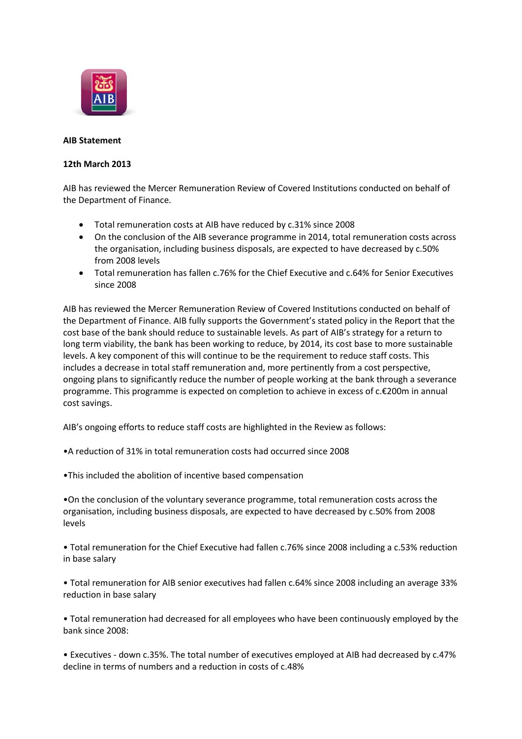**AIB Statement**

**12th March 2013**

AIB has reviewed the Mercer Remuneration Review of Covered Institutions conducted on behalf of the Department of Finance.

- Total remuneration costs at AIB have reduced by c.31% since 2008
- On the conclusion of the AIB severance programme in 2014, total remuneration costs across the organisation, including business disposals, are expected to have decreased by c.50% from 2008 levels
- Total remuneration has fallen c.76% for the Chief Executive and c.64% for Senior Executives since 2008

AIB has reviewed the Mercer Remuneration Review of Covered Institutions conducted on behalf of the Department of Finance. AIB fully supports the Government's stated policy in the Report that the cost base of the bank should reduce to sustainable levels. As part of AIB's strategy for a return to long term viability, the bank has been working to reduce, by 2014, its cost base to more sustainable levels. A key component of this will continue to be the requirement to reduce staff costs. This includes a decrease in total staff remuneration and, more pertinently from a cost perspective, ongoing plans to significantly reduce the number of people working at the bank through a severance programme. This programme is expected on completion to achieve in excess of c.€200m in annual cost savings.

AIB's ongoing efforts to reduce staff costs are highlighted in the Review as follows:

•A reduction of 31% in total remuneration costs had occurred since 2008

•This included the abolition of incentive based compensation

•On the conclusion of the voluntary severance programme, total remuneration costs across the organisation, including business disposals, are expected to have decreased by c.50% from 2008 levels

• Total remuneration for the Chief Executive had fallen c.76% since 2008 including a c.53% reduction in base salary

• Total remuneration for AIB senior executives had fallen c.64% since 2008 including an average 33% reduction in base salary

• Total remuneration had decreased for all employees who have been continuously employed by the bank since 2008:

• Executives - down c.35%. The total number of executives employed at AIB had decreased by c.47% decline in terms of numbers and a reduction in costs of c.48%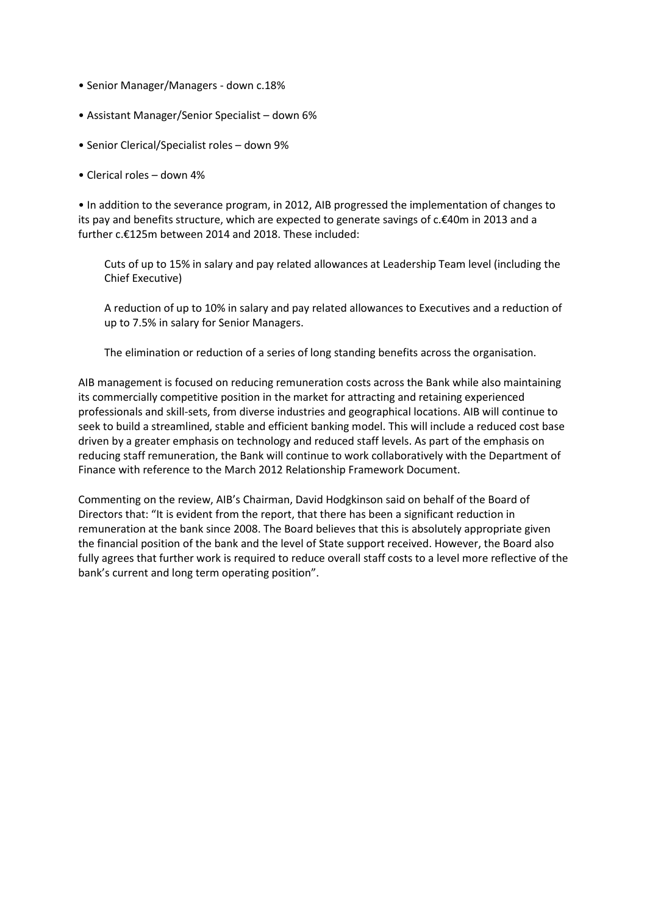- Senior Manager/Managers - down c.18%
- Assistant Manager/Senior Specialist – down 6%
- Senior Clerical/Specialist roles – down 9%
- Clerical roles – down 4%
- In addition to the severance program, in 2012, AIB progressed the implementation of changes to its pay and benefits structure, which are expected to generate savings of c.€40m in 2013 and a further c.€125m between 2014 and 2018. These included:

  Cuts of up to 15% in salary and pay related allowances at Leadership Team level (including the Chief Executive)

  A reduction of up to 10% in salary and pay related allowances to Executives and a reduction of up to 7.5% in salary for Senior Managers.

  The elimination or reduction of a series of long standing benefits across the organisation.

AIB management is focused on reducing remuneration costs across the Bank while also maintaining its commercially competitive position in the market for attracting and retaining experienced professionals and skill-sets, from diverse industries and geographical locations. AIB will continue to seek to build a streamlined, stable and efficient banking model. This will include a reduced cost base driven by a greater emphasis on technology and reduced staff levels. As part of the emphasis on reducing staff remuneration, the Bank will continue to work collaboratively with the Department of Finance with reference to the March 2012 Relationship Framework Document.

Commenting on the review, AIB's Chairman, David Hodgkinson said on behalf of the Board of Directors that: "It is evident from the report, that there has been a significant reduction in remuneration at the bank since 2008. The Board believes that this is absolutely appropriate given the financial position of the bank and the level of State support received. However, the Board also fully agrees that further work is required to reduce overall staff costs to a level more reflective of the bank's current and long term operating position".